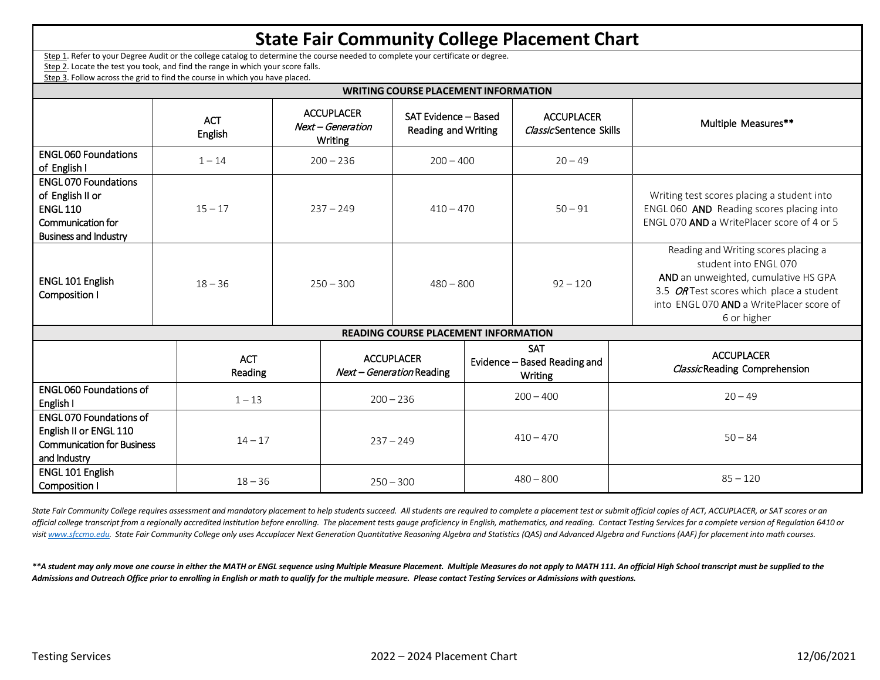# State Fair Community College Placement Chart

Step 1. Refer to your Degree Audit or the college catalog to determine the course needed to complete your certificate or degree.

Step 2. Locate the test you took, and find the range in which your score falls.

Step 3. Follow across the grid to find the course in which you have placed.

## WRITING COURSE PLACEMENT INFORMATION

| | ACT English | ACCUPLACER *Next – Generation* Writing | SAT Evidence – Based Reading and Writing | ACCUPLACER *Classic* Sentence Skills | Multiple Measures** |
|---|---|---|---|---|---|
| ENGL 060 Foundations of English I | 1 – 14 | 200 – 236 | 200 – 400 | 20 – 49 | |
| ENGL 070 Foundations of English II or ENGL 110 Communication for Business and Industry | 15 – 17 | 237 – 249 | 410 – 470 | 50 – 91 | Writing test scores placing a student into ENGL 060 **AND** Reading scores placing into ENGL 070 **AND** a WritePlacer score of 4 or 5 |
| ENGL 101 English Composition I | 18 – 36 | 250 – 300 | 480 – 800 | 92 – 120 | Reading and Writing scores placing a student into ENGL 070 **AND** an unweighted, cumulative HS GPA 3.5 ***OR*** Test scores which place a student into ENGL 070 **AND** a WritePlacer score of 6 or higher |

## READING COURSE PLACEMENT INFORMATION

| | ACT Reading | ACCUPLACER *Next – Generation* Reading | SAT Evidence – Based Reading and Writing | ACCUPLACER *Classic* Reading Comprehension |
|---|---|---|---|---|
| ENGL 060 Foundations of English I | 1 – 13 | 200 – 236 | 200 – 400 | 20 – 49 |
| ENGL 070 Foundations of English II or ENGL 110 Communication for Business and Industry | 14 – 17 | 237 – 249 | 410 – 470 | 50 – 84 |
| ENGL 101 English Composition I | 18 – 36 | 250 – 300 | 480 – 800 | 85 – 120 |

*State Fair Community College requires assessment and mandatory placement to help students succeed. All students are required to complete a placement test or submit official copies of ACT, ACCUPLACER, or SAT scores or an official college transcript from a regionally accredited institution before enrolling. The placement tests gauge proficiency in English, mathematics, and reading. Contact Testing Services for a complete version of Regulation 6410 or visit [www.sfccmo.edu](http://www.sfccmo.edu). State Fair Community College only uses Accuplacer Next Generation Quantitative Reasoning Algebra and Statistics (QAS) and Advanced Algebra and Functions (AAF) for placement into math courses.*

***\*\*A student may only move one course in either the MATH or ENGL sequence using Multiple Measure Placement. Multiple Measures do not apply to MATH 111. An official High School transcript must be supplied to the Admissions and Outreach Office prior to enrolling in English or math to qualify for the multiple measure. Please contact Testing Services or Admissions with questions.***

Testing Services — 2022 – 2024 Placement Chart — 12/06/2021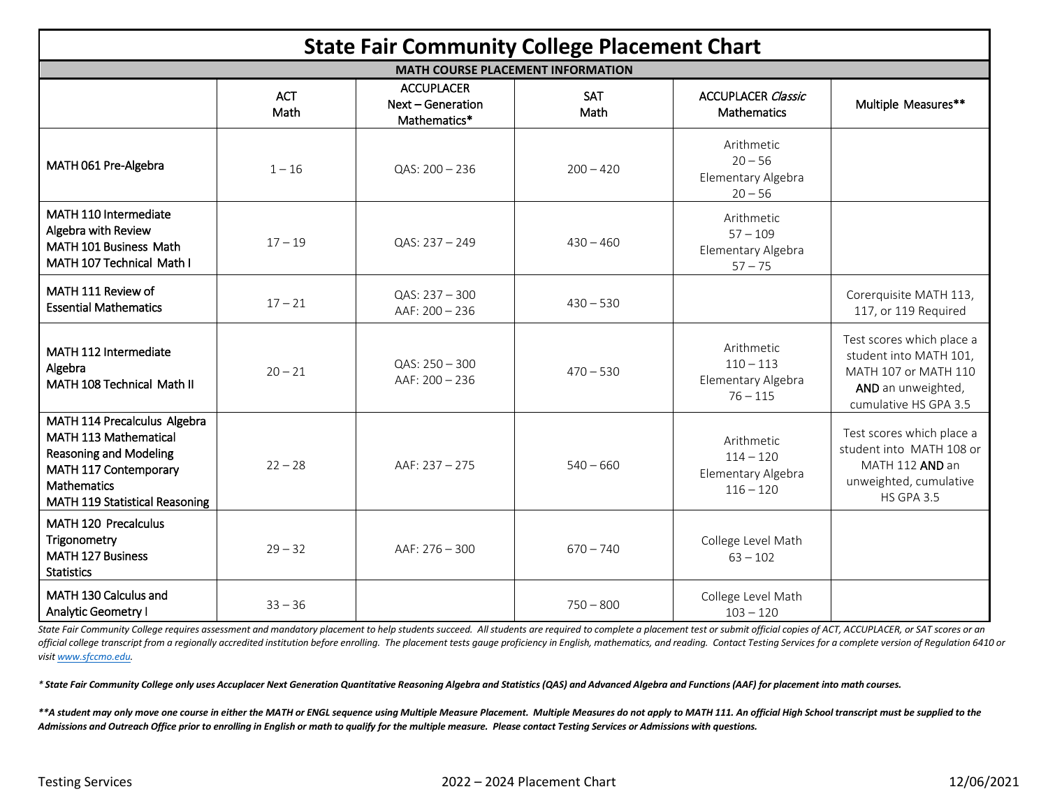# State Fair Community College Placement Chart

## MATH COURSE PLACEMENT INFORMATION

| | ACT Math | ACCUPLACER Next – Generation Mathematics* | SAT Math | ACCUPLACER *Classic* Mathematics | Multiple Measures** |
|---|---|---|---|---|---|
| MATH 061 Pre-Algebra | 1 – 16 | QAS: 200 – 236 | 200 – 420 | Arithmetic 20 – 56 Elementary Algebra 20 – 56 | |
| MATH 110 Intermediate Algebra with Review MATH 101 Business Math MATH 107 Technical Math I | 17 – 19 | QAS: 237 – 249 | 430 – 460 | Arithmetic 57 – 109 Elementary Algebra 57 – 75 | |
| MATH 111 Review of Essential Mathematics | 17 – 21 | QAS: 237 – 300 AAF: 200 – 236 | 430 – 530 | | Corerquisite MATH 113, 117, or 119 Required |
| MATH 112 Intermediate Algebra MATH 108 Technical Math II | 20 – 21 | QAS: 250 – 300 AAF: 200 – 236 | 470 – 530 | Arithmetic 110 – 113 Elementary Algebra 76 – 115 | Test scores which place a student into MATH 101, MATH 107 or MATH 110 **AND** an unweighted, cumulative HS GPA 3.5 |
| MATH 114 Precalculus Algebra MATH 113 Mathematical Reasoning and Modeling MATH 117 Contemporary Mathematics MATH 119 Statistical Reasoning | 22 – 28 | AAF: 237 – 275 | 540 – 660 | Arithmetic 114 – 120 Elementary Algebra 116 – 120 | Test scores which place a student into MATH 108 or MATH 112 **AND** an unweighted, cumulative HS GPA 3.5 |
| MATH 120 Precalculus Trigonometry MATH 127 Business Statistics | 29 – 32 | AAF: 276 – 300 | 670 – 740 | College Level Math 63 – 102 | |
| MATH 130 Calculus and Analytic Geometry I | 33 – 36 | | 750 – 800 | College Level Math 103 – 120 | |

*State Fair Community College requires assessment and mandatory placement to help students succeed. All students are required to complete a placement test or submit official copies of ACT, ACCUPLACER, or SAT scores or an official college transcript from a regionally accredited institution before enrolling. The placement tests gauge proficiency in English, mathematics, and reading. Contact Testing Services for a complete version of Regulation 6410 or visit www.sfccmo.edu.*

***\* State Fair Community College only uses Accuplacer Next Generation Quantitative Reasoning Algebra and Statistics (QAS) and Advanced Algebra and Functions (AAF) for placement into math courses.***

***\*\*A student may only move one course in either the MATH or ENGL sequence using Multiple Measure Placement. Multiple Measures do not apply to MATH 111. An official High School transcript must be supplied to the Admissions and Outreach Office prior to enrolling in English or math to qualify for the multiple measure. Please contact Testing Services or Admissions with questions.***

Testing Services — 2022 – 2024 Placement Chart — 12/06/2021